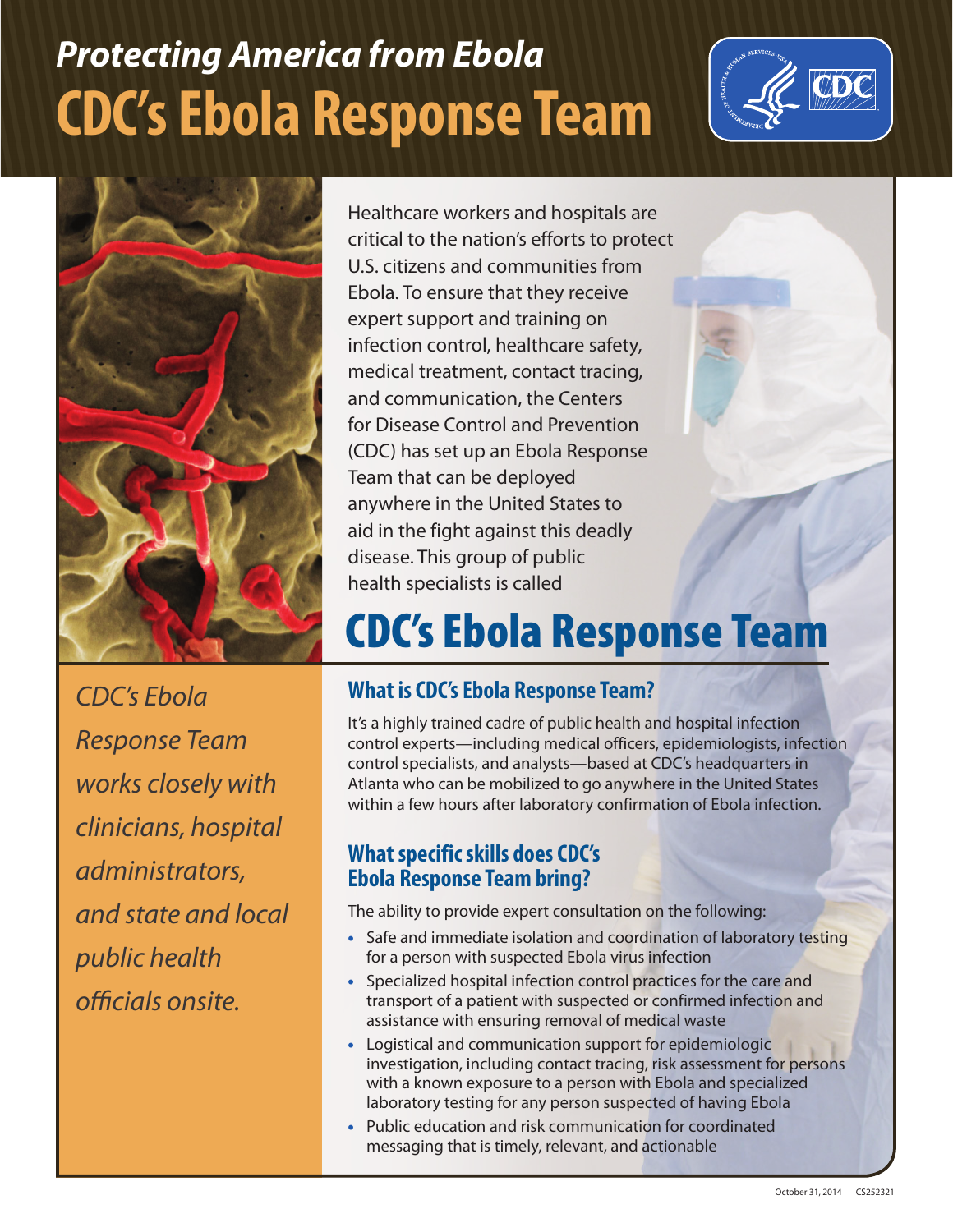# *Protecting America from Ebola*

# CDC's Ebola Response Team

Healthcare workers and hospitals are critical to the nation's efforts to protect U.S. citizens and communities from Ebola. To ensure that they receive expert support and training on infection control, healthcare safety, medical treatment, contact tracing, and communication, the Centers for Disease Control and Prevention (CDC) has set up an Ebola Response Team that can be deployed anywhere in the United States to aid in the fight against this deadly disease. This group of public health specialists is called

## CDC's Ebola Response Team

*CDC's Ebola Response Team works closely with clinicians, hospital administrators, and state and local public health officials onsite.*

### What is CDC's Ebola Response Team?

It's a highly trained cadre of public health and hospital infection control experts—including medical officers, epidemiologists, infection control specialists, and analysts—based at CDC's headquarters in Atlanta who can be mobilized to go anywhere in the United States within a few hours after laboratory confirmation of Ebola infection.

### What specific skills does CDC's Ebola Response Team bring?

The ability to provide expert consultation on the following:

- Safe and immediate isolation and coordination of laboratory testing for a person with suspected Ebola virus infection
- Specialized hospital infection control practices for the care and transport of a patient with suspected or confirmed infection and assistance with ensuring removal of medical waste
- Logistical and communication support for epidemiologic investigation, including contact tracing, risk assessment for persons with a known exposure to a person with Ebola and specialized laboratory testing for any person suspected of having Ebola
- Public education and risk communication for coordinated messaging that is timely, relevant, and actionable

October 31, 2014 CS252321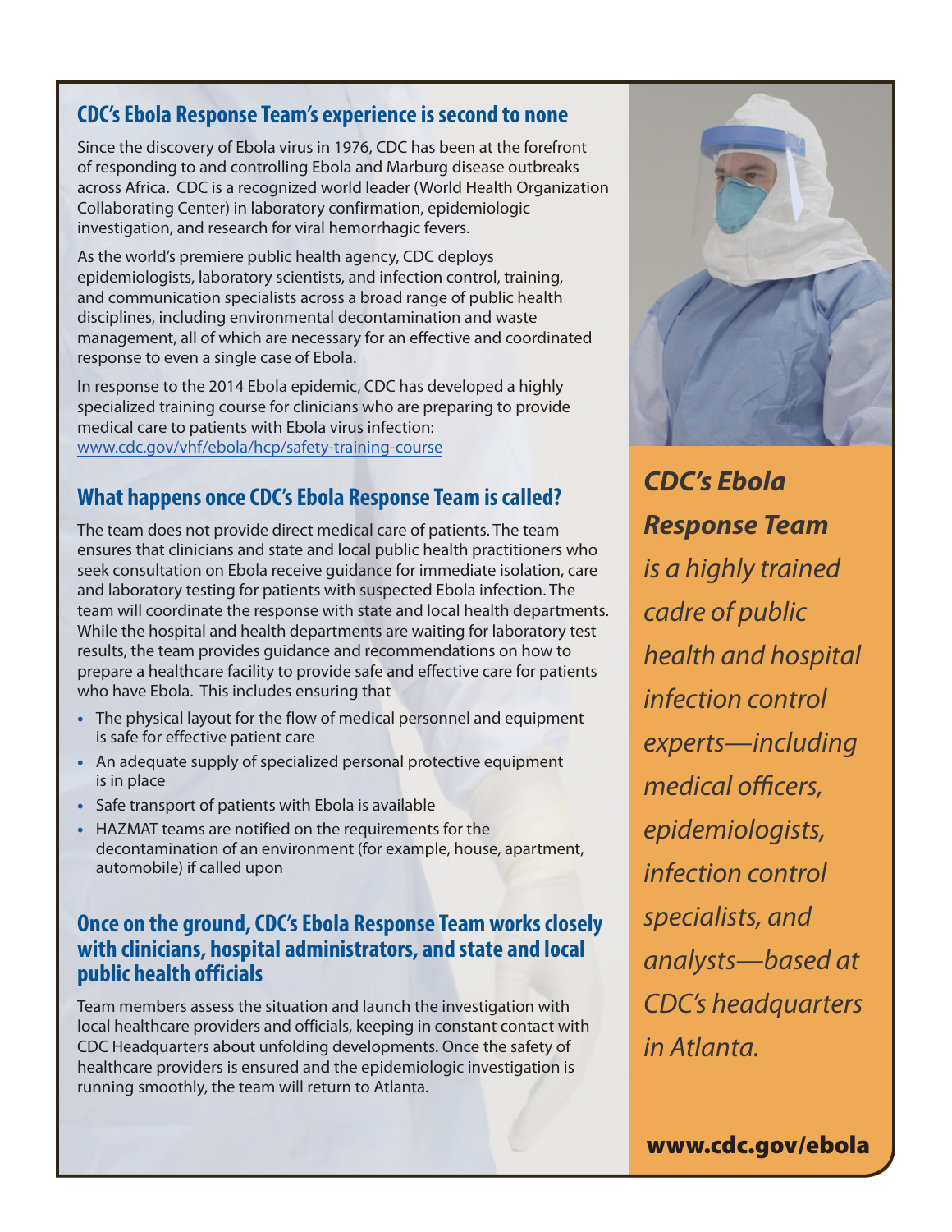## CDC's Ebola Response Team's experience is second to none

Since the discovery of Ebola virus in 1976, CDC has been at the forefront of responding to and controlling Ebola and Marburg disease outbreaks across Africa. CDC is a recognized world leader (World Health Organization Collaborating Center) in laboratory confirmation, epidemiologic investigation, and research for viral hemorrhagic fevers.

As the world's premiere public health agency, CDC deploys epidemiologists, laboratory scientists, and infection control, training, and communication specialists across a broad range of public health disciplines, including environmental decontamination and waste management, all of which are necessary for an effective and coordinated response to even a single case of Ebola.

In response to the 2014 Ebola epidemic, CDC has developed a highly specialized training course for clinicians who are preparing to provide medical care to patients with Ebola virus infection: www.cdc.gov/vhf/ebola/hcp/safety-training-course

## What happens once CDC's Ebola Response Team is called?

The team does not provide direct medical care of patients. The team ensures that clinicians and state and local public health practitioners who seek consultation on Ebola receive guidance for immediate isolation, care and laboratory testing for patients with suspected Ebola infection. The team will coordinate the response with state and local health departments. While the hospital and health departments are waiting for laboratory test results, the team provides guidance and recommendations on how to prepare a healthcare facility to provide safe and effective care for patients who have Ebola. This includes ensuring that

- The physical layout for the flow of medical personnel and equipment is safe for effective patient care
- An adequate supply of specialized personal protective equipment is in place
- Safe transport of patients with Ebola is available
- HAZMAT teams are notified on the requirements for the decontamination of an environment (for example, house, apartment, automobile) if called upon

## Once on the ground, CDC's Ebola Response Team works closely with clinicians, hospital administrators, and state and local public health officials

Team members assess the situation and launch the investigation with local healthcare providers and officials, keeping in constant contact with CDC Headquarters about unfolding developments. Once the safety of healthcare providers is ensured and the epidemiologic investigation is running smoothly, the team will return to Atlanta.

***CDC's Ebola Response Team*** *is a highly trained cadre of public health and hospital infection control experts—including medical officers, epidemiologists, infection control specialists, and analysts—based at CDC's headquarters in Atlanta.*

**www.cdc.gov/ebola**